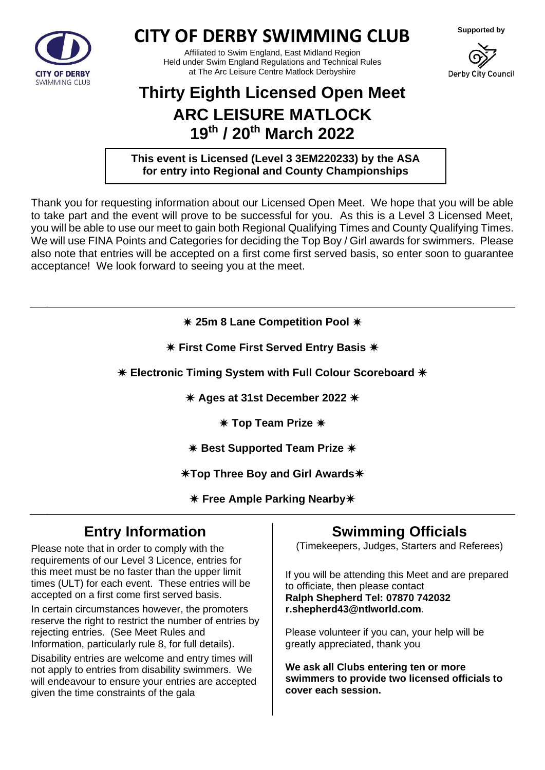# CITY OF DERBY SWIMMING CLUB

Affiliated to Swim England, East Midland Region
Held under Swim England Regulations and Technical Rules
at The Arc Leisure Centre Matlock Derbyshire

**Supported by**

Derby City Council

## Thirty Eighth Licensed Open Meet
## ARC LEISURE MATLOCK
## 19th / 20th March 2022

**This event is Licensed (Level 3 3EM220233) by the ASA for entry into Regional and County Championships**

Thank you for requesting information about our Licensed Open Meet. We hope that you will be able to take part and the event will prove to be successful for you. As this is a Level 3 Licensed Meet, you will be able to use our meet to gain both Regional Qualifying Times and County Qualifying Times. We will use FINA Points and Categories for deciding the Top Boy / Girl awards for swimmers. Please also note that entries will be accepted on a first come first served basis, so enter soon to guarantee acceptance! We look forward to seeing you at the meet.

**✷ 25m 8 Lane Competition Pool ✷**

**✷ First Come First Served Entry Basis ✷**

**✷ Electronic Timing System with Full Colour Scoreboard ✷**

**✷ Ages at 31st December 2022 ✷**

**✷ Top Team Prize ✷**

**✷ Best Supported Team Prize ✷**

**✷Top Three Boy and Girl Awards✷**

**✷ Free Ample Parking Nearby✷**

## Entry Information

Please note that in order to comply with the requirements of our Level 3 Licence, entries for this meet must be no faster than the upper limit times (ULT) for each event. These entries will be accepted on a first come first served basis.

In certain circumstances however, the promoters reserve the right to restrict the number of entries by rejecting entries. (See Meet Rules and Information, particularly rule 8, for full details).

Disability entries are welcome and entry times will not apply to entries from disability swimmers. We will endeavour to ensure your entries are accepted given the time constraints of the gala

## Swimming Officials

(Timekeepers, Judges, Starters and Referees)

If you will be attending this Meet and are prepared to officiate, then please contact
**Ralph Shepherd Tel: 07870 742032**
**r.shepherd43@ntlworld.com**.

Please volunteer if you can, your help will be greatly appreciated, thank you

**We ask all Clubs entering ten or more swimmers to provide two licensed officials to cover each session.**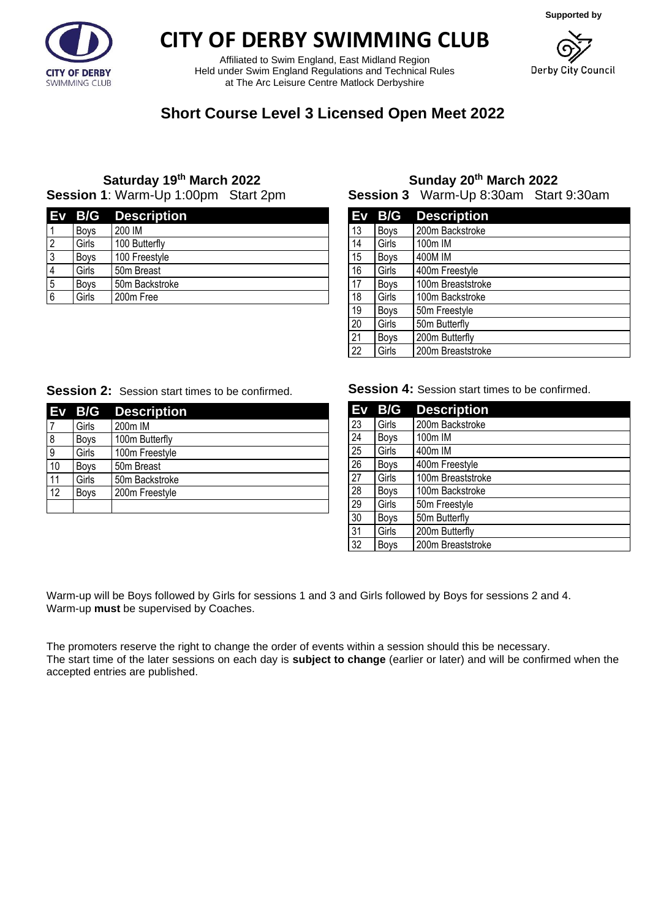Supported by

# CITY OF DERBY SWIMMING CLUB

Affiliated to Swim England, East Midland Region
Held under Swim England Regulations and Technical Rules
at The Arc Leisure Centre Matlock Derbyshire

Derby City Council

## Short Course Level 3 Licensed Open Meet 2022

### Saturday 19th March 2022

**Session 1**: Warm-Up 1:00pm Start 2pm

| Ev | B/G | Description |
|---|---|---|
| 1 | Boys | 200 IM |
| 2 | Girls | 100 Butterfly |
| 3 | Boys | 100 Freestyle |
| 4 | Girls | 50m Breast |
| 5 | Boys | 50m Backstroke |
| 6 | Girls | 200m Free |

**Session 2:** Session start times to be confirmed.

| Ev | B/G | Description |
|---|---|---|
| 7 | Girls | 200m IM |
| 8 | Boys | 100m Butterfly |
| 9 | Girls | 100m Freestyle |
| 10 | Boys | 50m Breast |
| 11 | Girls | 50m Backstroke |
| 12 | Boys | 200m Freestyle |
| | | |

### Sunday 20th March 2022

**Session 3** Warm-Up 8:30am Start 9:30am

| Ev | B/G | Description |
|---|---|---|
| 13 | Boys | 200m Backstroke |
| 14 | Girls | 100m IM |
| 15 | Boys | 400M IM |
| 16 | Girls | 400m Freestyle |
| 17 | Boys | 100m Breaststroke |
| 18 | Girls | 100m Backstroke |
| 19 | Boys | 50m Freestyle |
| 20 | Girls | 50m Butterfly |
| 21 | Boys | 200m Butterfly |
| 22 | Girls | 200m Breaststroke |

**Session 4:** Session start times to be confirmed.

| Ev | B/G | Description |
|---|---|---|
| 23 | Girls | 200m Backstroke |
| 24 | Boys | 100m IM |
| 25 | Girls | 400m IM |
| 26 | Boys | 400m Freestyle |
| 27 | Girls | 100m Breaststroke |
| 28 | Boys | 100m Backstroke |
| 29 | Girls | 50m Freestyle |
| 30 | Boys | 50m Butterfly |
| 31 | Girls | 200m Butterfly |
| 32 | Boys | 200m Breaststroke |

Warm-up will be Boys followed by Girls for sessions 1 and 3 and Girls followed by Boys for sessions 2 and 4.
Warm-up **must** be supervised by Coaches.

The promoters reserve the right to change the order of events within a session should this be necessary.
The start time of the later sessions on each day is **subject to change** (earlier or later) and will be confirmed when the accepted entries are published.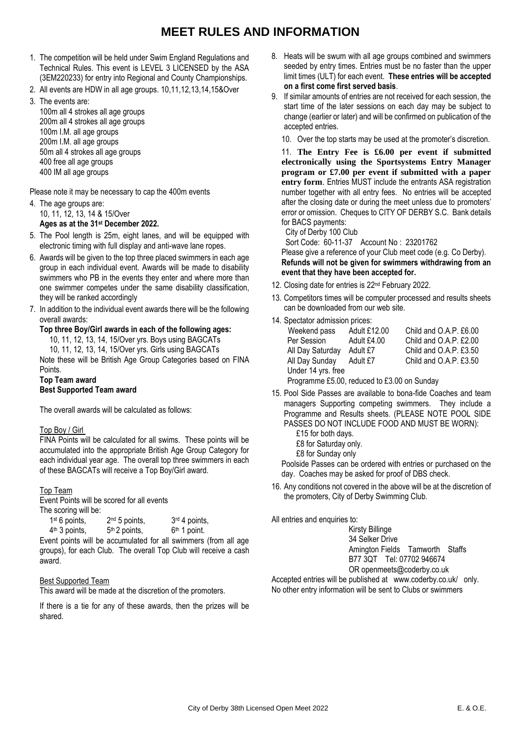# MEET RULES AND INFORMATION

1. The competition will be held under Swim England Regulations and Technical Rules. This event is LEVEL 3 LICENSED by the ASA (3EM220233) for entry into Regional and County Championships.
2. All events are HDW in all age groups. 10,11,12,13,14,15&Over
3. The events are:
   100m all 4 strokes all age groups
   200m all 4 strokes all age groups
   100m I.M. all age groups
   200m I.M. all age groups
   50m all 4 strokes all age groups
   400 free all age groups
   400 IM all age groups

Please note it may be necessary to cap the 400m events

4. The age groups are:
   10, 11, 12, 13, 14 & 15/Over
   **Ages as at the 31st December 2022.**
5. The Pool length is 25m, eight lanes, and will be equipped with electronic timing with full display and anti-wave lane ropes.
6. Awards will be given to the top three placed swimmers in each age group in each individual event. Awards will be made to disability swimmers who PB in the events they enter and where more than one swimmer competes under the same disability classification, they will be ranked accordingly
7. In addition to the individual event awards there will be the following overall awards:

   **Top three Boy/Girl awards in each of the following ages:**
   10, 11, 12, 13, 14, 15/Over yrs. Boys using BAGCATs
   10, 11, 12, 13, 14, 15/Over yrs. Girls using BAGCATs

   Note these will be British Age Group Categories based on FINA Points.

   **Top Team award**
   **Best Supported Team award**

   The overall awards will be calculated as follows:

   Top Boy / Girl

   FINA Points will be calculated for all swims. These points will be accumulated into the appropriate British Age Group Category for each individual year age. The overall top three swimmers in each of these BAGCATs will receive a Top Boy/Girl award.

   Top Team

   Event Points will be scored for all events
   The scoring will be:

   1st 6 points, 2nd 5 points, 3rd 4 points,
   4th 3 points, 5th 2 points, 6th 1 point.

   Event points will be accumulated for all swimmers (from all age groups), for each Club. The overall Top Club will receive a cash award.

   Best Supported Team

   This award will be made at the discretion of the promoters.

   If there is a tie for any of these awards, then the prizes will be shared.

8. Heats will be swum with all age groups combined and swimmers seeded by entry times. Entries must be no faster than the upper limit times (ULT) for each event. **These entries will be accepted on a first come first served basis**.
9. If similar amounts of entries are not received for each session, the start time of the later sessions on each day may be subject to change (earlier or later) and will be confirmed on publication of the accepted entries.
10. Over the top starts may be used at the promoter's discretion.
11. **The Entry Fee is £6.00 per event if submitted electronically using the Sportsystems Entry Manager program or £7.00 per event if submitted with a paper entry form**. Entries MUST include the entrants ASA registration number together with all entry fees. No entries will be accepted after the closing date or during the meet unless due to promoters' error or omission. Cheques to CITY OF DERBY S.C. Bank details for BACS payments:
    City of Derby 100 Club
    Sort Code: 60-11-37 Account No : 23201762
    Please give a reference of your Club meet code (e.g. Co Derby).
    **Refunds will not be given for swimmers withdrawing from an event that they have been accepted for.**
12. Closing date for entries is 22nd February 2022.
13. Competitors times will be computer processed and results sheets can be downloaded from our web site.
14. Spectator admission prices:

| | | |
|---|---|---|
| Weekend pass | Adult £12.00 | Child and O.A.P. £6.00 |
| Per Session | Adult £4.00 | Child and O.A.P. £2.00 |
| All Day Saturday | Adult £7 | Child and O.A.P. £3.50 |
| All Day Sunday | Adult £7 | Child and O.A.P. £3.50 |
| Under 14 yrs. free | | |

    Programme £5.00, reduced to £3.00 on Sunday

15. Pool Side Passes are available to bona-fide Coaches and team managers Supporting competing swimmers. They include a Programme and Results sheets. (PLEASE NOTE POOL SIDE PASSES DO NOT INCLUDE FOOD AND MUST BE WORN):
    £15 for both days.
    £8 for Saturday only.
    £8 for Sunday only

    Poolside Passes can be ordered with entries or purchased on the day. Coaches may be asked for proof of DBS check.
16. Any conditions not covered in the above will be at the discretion of the promoters, City of Derby Swimming Club.

All entries and enquiries to:

Kirsty Billinge
34 Selker Drive
Amington Fields Tamworth Staffs
B77 3QT Tel: 07702 946674
OR openmeets@coderby.co.uk

Accepted entries will be published at www.coderby.co.uk/ only.
No other entry information will be sent to Clubs or swimmers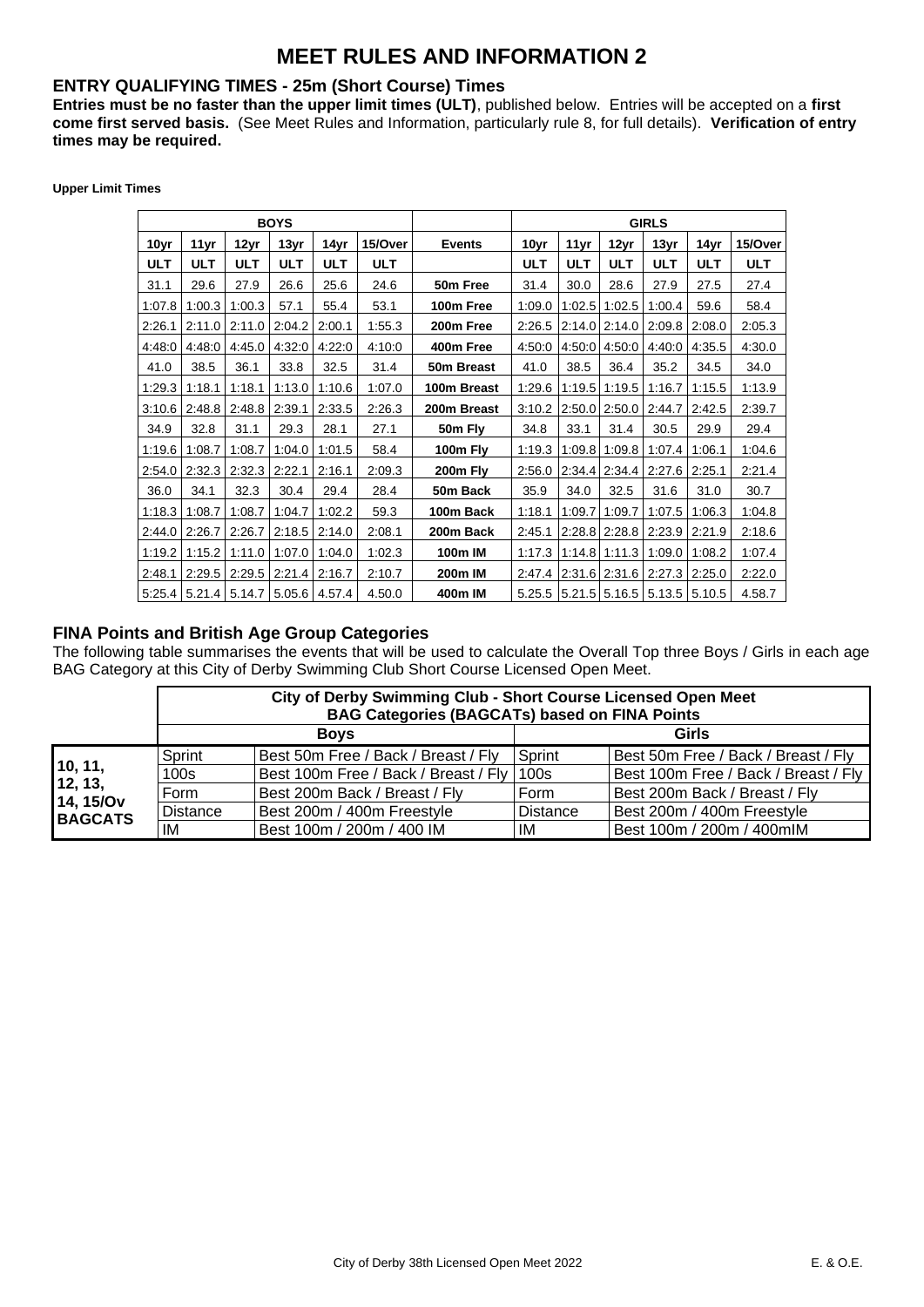# MEET RULES AND INFORMATION 2

## ENTRY QUALIFYING TIMES - 25m (Short Course) Times

**Entries must be no faster than the upper limit times (ULT)**, published below. Entries will be accepted on a **first come first served basis.** (See Meet Rules and Information, particularly rule 8, for full details). **Verification of entry times may be required.**

**Upper Limit Times**

| BOYS | | | | | | | GIRLS | | | | | |
|---|---|---|---|---|---|---|---|---|---|---|---|---|
| **10yr** | **11yr** | **12yr** | **13yr** | **14yr** | **15/Over** | **Events** | **10yr** | **11yr** | **12yr** | **13yr** | **14yr** | **15/Over** |
| **ULT** | **ULT** | **ULT** | **ULT** | **ULT** | **ULT** | | **ULT** | **ULT** | **ULT** | **ULT** | **ULT** | **ULT** |
| 31.1 | 29.6 | 27.9 | 26.6 | 25.6 | 24.6 | **50m Free** | 31.4 | 30.0 | 28.6 | 27.9 | 27.5 | 27.4 |
| 1:07.8 | 1:00.3 | 1:00.3 | 57.1 | 55.4 | 53.1 | **100m Free** | 1:09.0 | 1:02.5 | 1:02.5 | 1:00.4 | 59.6 | 58.4 |
| 2:26.1 | 2:11.0 | 2:11.0 | 2:04.2 | 2:00.1 | 1:55.3 | **200m Free** | 2:26.5 | 2:14.0 | 2:14.0 | 2:09.8 | 2:08.0 | 2:05.3 |
| 4:48:0 | 4:48:0 | 4:45.0 | 4:32:0 | 4:22:0 | 4:10:0 | **400m Free** | 4:50:0 | 4:50:0 | 4:50:0 | 4:40:0 | 4:35.5 | 4:30.0 |
| 41.0 | 38.5 | 36.1 | 33.8 | 32.5 | 31.4 | **50m Breast** | 41.0 | 38.5 | 36.4 | 35.2 | 34.5 | 34.0 |
| 1:29.3 | 1:18.1 | 1:18.1 | 1:13.0 | 1:10.6 | 1:07.0 | **100m Breast** | 1:29.6 | 1:19.5 | 1:19.5 | 1:16.7 | 1:15.5 | 1:13.9 |
| 3:10.6 | 2:48.8 | 2:48.8 | 2:39.1 | 2:33.5 | 2:26.3 | **200m Breast** | 3:10.2 | 2:50.0 | 2:50.0 | 2:44.7 | 2:42.5 | 2:39.7 |
| 34.9 | 32.8 | 31.1 | 29.3 | 28.1 | 27.1 | **50m Fly** | 34.8 | 33.1 | 31.4 | 30.5 | 29.9 | 29.4 |
| 1:19.6 | 1:08.7 | 1:08.7 | 1:04.0 | 1:01.5 | 58.4 | **100m Fly** | 1:19.3 | 1:09.8 | 1:09.8 | 1:07.4 | 1:06.1 | 1:04.6 |
| 2:54.0 | 2:32.3 | 2:32.3 | 2:22.1 | 2:16.1 | 2:09.3 | **200m Fly** | 2:56.0 | 2:34.4 | 2:34.4 | 2:27.6 | 2:25.1 | 2:21.4 |
| 36.0 | 34.1 | 32.3 | 30.4 | 29.4 | 28.4 | **50m Back** | 35.9 | 34.0 | 32.5 | 31.6 | 31.0 | 30.7 |
| 1:18.3 | 1:08.7 | 1:08.7 | 1:04.7 | 1:02.2 | 59.3 | **100m Back** | 1:18.1 | 1:09.7 | 1:09.7 | 1:07.5 | 1:06.3 | 1:04.8 |
| 2:44.0 | 2:26.7 | 2:26.7 | 2:18.5 | 2:14.0 | 2:08.1 | **200m Back** | 2:45.1 | 2:28.8 | 2:28.8 | 2:23.9 | 2:21.9 | 2:18.6 |
| 1:19.2 | 1:15.2 | 1:11.0 | 1:07.0 | 1:04.0 | 1:02.3 | **100m IM** | 1:17.3 | 1:14.8 | 1:11.3 | 1:09.0 | 1:08.2 | 1:07.4 |
| 2:48.1 | 2:29.5 | 2:29.5 | 2:21.4 | 2:16.7 | 2:10.7 | **200m IM** | 2:47.4 | 2:31.6 | 2:31.6 | 2:27.3 | 2:25.0 | 2:22.0 |
| 5:25.4 | 5.21.4 | 5.14.7 | 5.05.6 | 4.57.4 | 4.50.0 | **400m IM** | 5.25.5 | 5.21.5 | 5.16.5 | 5.13.5 | 5.10.5 | 4.58.7 |

## FINA Points and British Age Group Categories

The following table summarises the events that will be used to calculate the Overall Top three Boys / Girls in each age BAG Category at this City of Derby Swimming Club Short Course Licensed Open Meet.

| | City of Derby Swimming Club - Short Course Licensed Open Meet BAG Categories (BAGCATs) based on FINA Points | | | |
|---|---|---|---|---|
| | **Boys** | | **Girls** | |
| **10, 11, 12, 13, 14, 15/Ov BAGCATS** | Sprint | Best 50m Free / Back / Breast / Fly | Sprint | Best 50m Free / Back / Breast / Fly |
| | 100s | Best 100m Free / Back / Breast / Fly | 100s | Best 100m Free / Back / Breast / Fly |
| | Form | Best 200m Back / Breast / Fly | Form | Best 200m Back / Breast / Fly |
| | Distance | Best 200m / 400m Freestyle | Distance | Best 200m / 400m Freestyle |
| | IM | Best 100m / 200m / 400 IM | IM | Best 100m / 200m / 400mIM |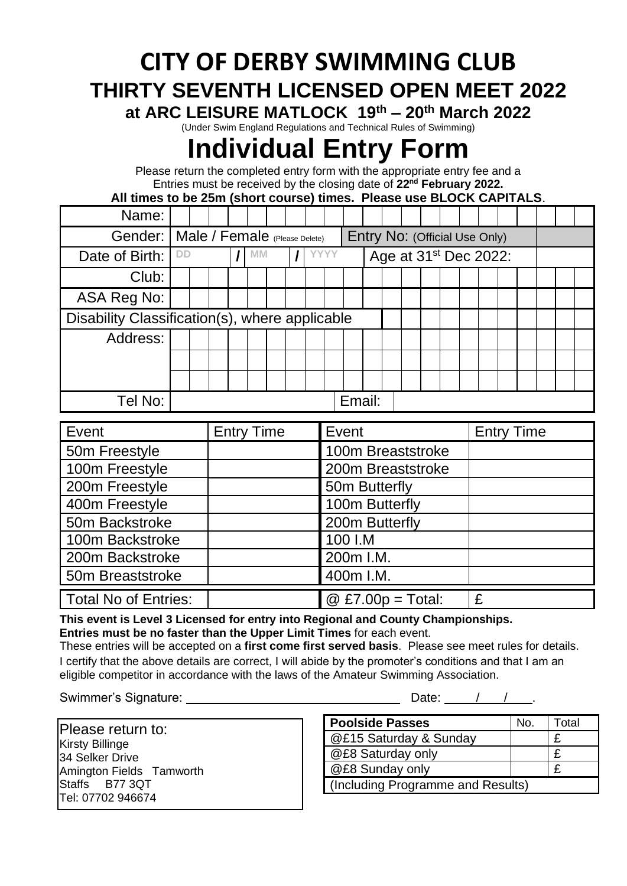# CITY OF DERBY SWIMMING CLUB

## THIRTY SEVENTH LICENSED OPEN MEET 2022

### at ARC LEISURE MATLOCK 19th – 20th March 2022

(Under Swim England Regulations and Technical Rules of Swimming)

# Individual Entry Form

Please return the completed entry form with the appropriate entry fee and a
Entries must be received by the closing date of **22nd February 2022.**

**All times to be 25m (short course) times. Please use BLOCK CAPITALS**.

| | | | |
|---|---|---|---|
| Name: | | | |
| Gender: | Male / Female (Please Delete) | Entry No: (Official Use Only) | |
| Date of Birth: | DD / MM / YYYY | Age at 31st Dec 2022: | |
| Club: | | | |
| ASA Reg No: | | | |
| Disability Classification(s), where applicable | | | |
| Address: | | | |
| | | | |
| | | | |
| Tel No: | | Email: | |

| Event | Entry Time | Event | Entry Time |
|---|---|---|---|
| 50m Freestyle | | 100m Breaststroke | |
| 100m Freestyle | | 200m Breaststroke | |
| 200m Freestyle | | 50m Butterfly | |
| 400m Freestyle | | 100m Butterfly | |
| 50m Backstroke | | 200m Butterfly | |
| 100m Backstroke | | 100 I.M | |
| 200m Backstroke | | 200m I.M. | |
| 50m Breaststroke | | 400m I.M. | |
| Total No of Entries: | | @ £7.00p = Total: | £ |

**This event is Level 3 Licensed for entry into Regional and County Championships.**
**Entries must be no faster than the Upper Limit Times** for each event.
These entries will be accepted on a **first come first served basis**. Please see meet rules for details.
I certify that the above details are correct, I will abide by the promoter's conditions and that I am an eligible competitor in accordance with the laws of the Amateur Swimming Association.

Swimmer's Signature: ______________________________ Date: ____/___/____.

Please return to:
Kirsty Billinge
34 Selker Drive
Amington Fields Tamworth
Staffs B77 3QT
Tel: 07702 946674

| Poolside Passes | No. | Total |
|---|---|---|
| @£15 Saturday & Sunday | | £ |
| @£8 Saturday only | | £ |
| @£8 Sunday only | | £ |
| (Including Programme and Results) | | |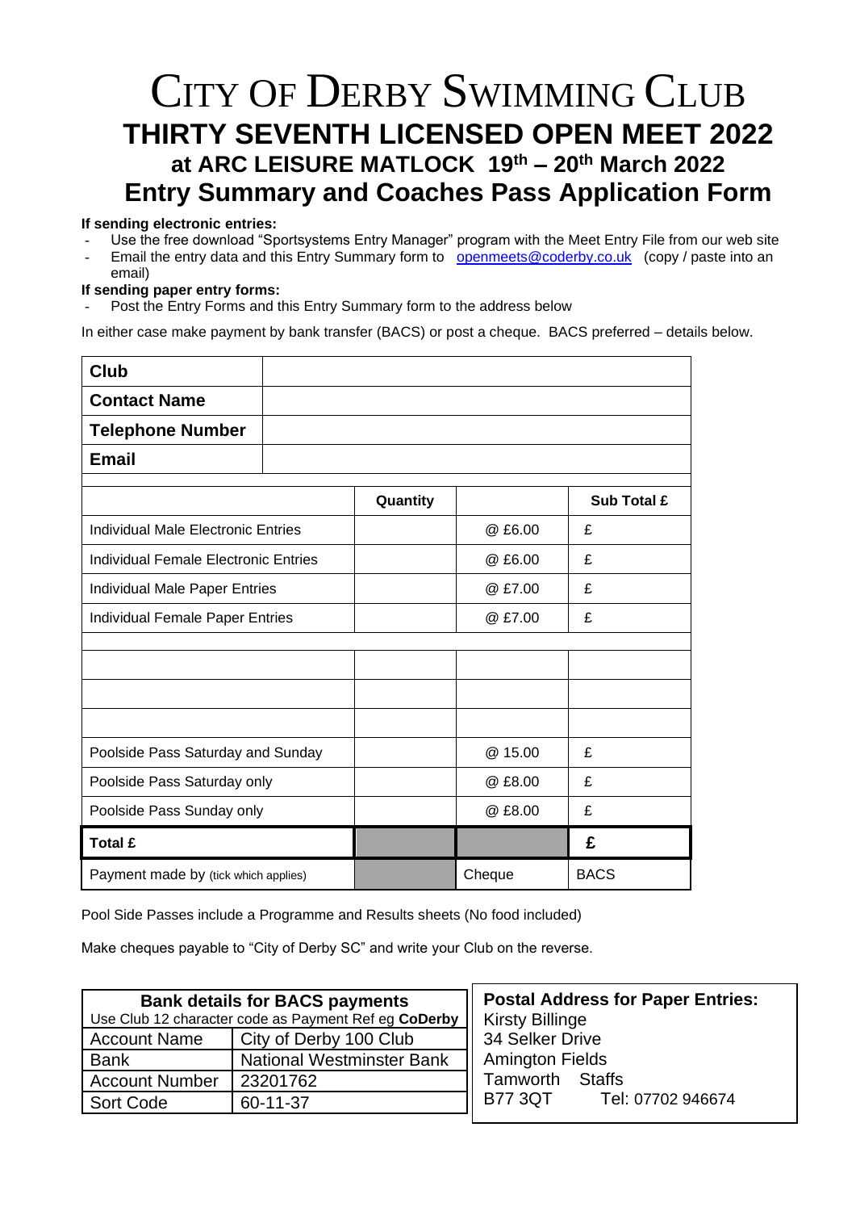# CITY OF DERBY SWIMMING CLUB

## THIRTY SEVENTH LICENSED OPEN MEET 2022

### at ARC LEISURE MATLOCK 19th – 20th March 2022

## Entry Summary and Coaches Pass Application Form

**If sending electronic entries:**

- Use the free download "Sportsystems Entry Manager" program with the Meet Entry File from our web site
- Email the entry data and this Entry Summary form to openmeets@coderby.co.uk (copy / paste into an email)

**If sending paper entry forms:**

- Post the Entry Forms and this Entry Summary form to the address below

In either case make payment by bank transfer (BACS) or post a cheque. BACS preferred – details below.

| | |
|---|---|
| **Club** | |
| **Contact Name** | |
| **Telephone Number** | |
| **Email** | |

| | Quantity | | Sub Total £ |
|---|---|---|---|
| Individual Male Electronic Entries | | @ £6.00 | £ |
| Individual Female Electronic Entries | | @ £6.00 | £ |
| Individual Male Paper Entries | | @ £7.00 | £ |
| Individual Female Paper Entries | | @ £7.00 | £ |
| | | | |
| | | | |
| | | | |
| Poolside Pass Saturday and Sunday | | @ 15.00 | £ |
| Poolside Pass Saturday only | | @ £8.00 | £ |
| Poolside Pass Sunday only | | @ £8.00 | £ |
| **Total £** | | | **£** |
| Payment made by (tick which applies) | | Cheque | BACS |

Pool Side Passes include a Programme and Results sheets (No food included)

Make cheques payable to "City of Derby SC" and write your Club on the reverse.

| **Bank details for BACS payments** | |
|---|---|
| Use Club 12 character code as Payment Ref eg **CoDerby** | |
| Account Name | City of Derby 100 Club |
| Bank | National Westminster Bank |
| Account Number | 23201762 |
| Sort Code | 60-11-37 |

**Postal Address for Paper Entries:**
Kirsty Billinge
34 Selker Drive
Amington Fields
Tamworth Staffs
B77 3QT Tel: 07702 946674